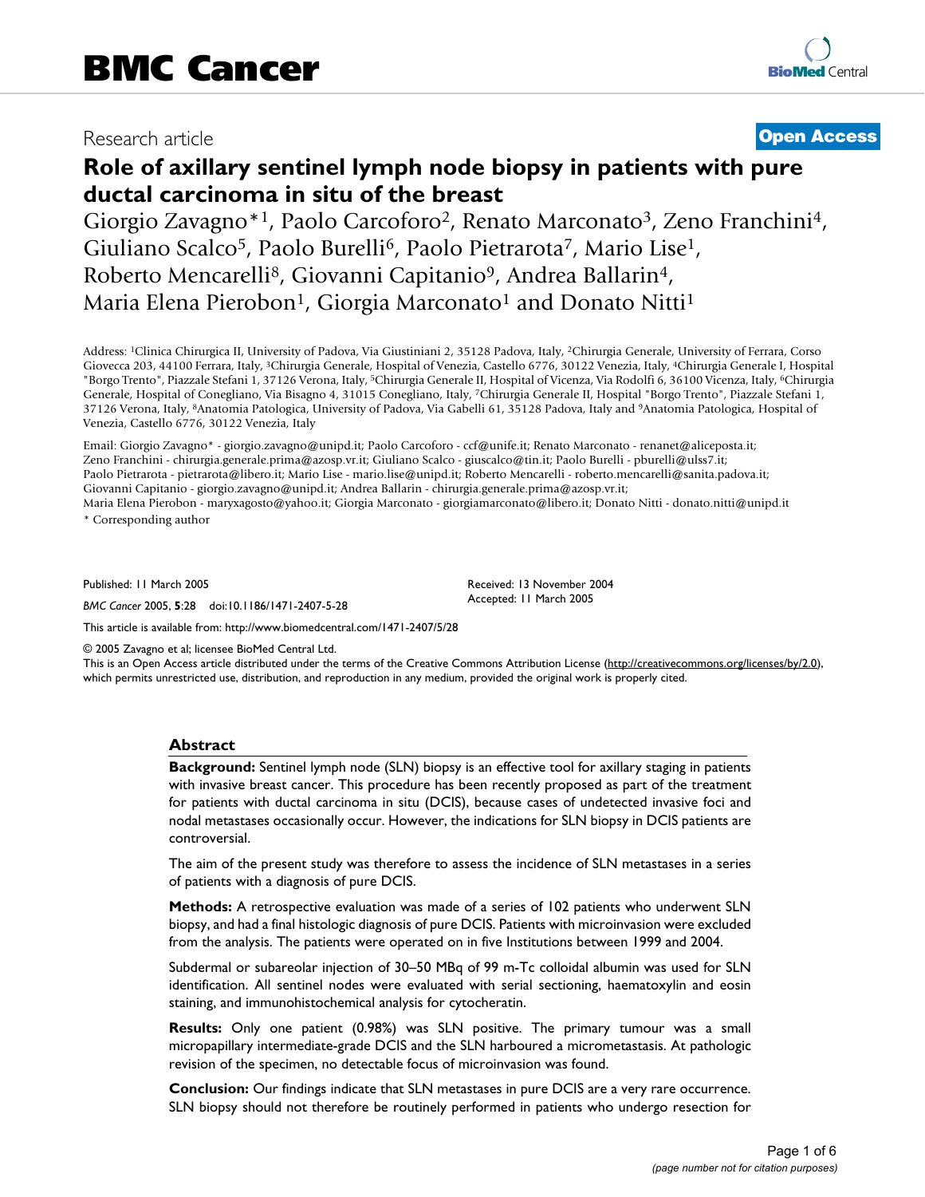BMC Cancer

Research article

**Open Access**

# Role of axillary sentinel lymph node biopsy in patients with pure ductal carcinoma in situ of the breast

Giorgio Zavagno*[1], Paolo Carcoforo[2], Renato Marconato[3], Zeno Franchini[4], Giuliano Scalco[5], Paolo Burelli[6], Paolo Pietrarota[7], Mario Lise[1], Roberto Mencarelli[8], Giovanni Capitanio[9], Andrea Ballarin[4], Maria Elena Pierobon[1], Giorgia Marconato[1] and Donato Nitti[1]

Address: [1]Clinica Chirurgica II, University of Padova, Via Giustiniani 2, 35128 Padova, Italy, [2]Chirurgia Generale, University of Ferrara, Corso Giovecca 203, 44100 Ferrara, Italy, [3]Chirurgia Generale, Hospital of Venezia, Castello 6776, 30122 Venezia, Italy, [4]Chirurgia Generale I, Hospital "Borgo Trento", Piazzale Stefani 1, 37126 Verona, Italy, [5]Chirurgia Generale II, Hospital of Vicenza, Via Rodolfi 6, 36100 Vicenza, Italy, [6]Chirurgia Generale, Hospital of Conegliano, Via Bisagno 4, 31015 Conegliano, Italy, [7]Chirurgia Generale II, Hospital "Borgo Trento", Piazzale Stefani 1, 37126 Verona, Italy, [8]Anatomia Patologica, University of Padova, Via Gabelli 61, 35128 Padova, Italy and [9]Anatomia Patologica, Hospital of Venezia, Castello 6776, 30122 Venezia, Italy

Email: Giorgio Zavagno* - giorgio.zavagno@unipd.it; Paolo Carcoforo - ccf@unife.it; Renato Marconato - renanet@aliceposta.it; Zeno Franchini - chirurgia.generale.prima@azosp.vr.it; Giuliano Scalco - giuscalco@tin.it; Paolo Burelli - pburelli@ulss7.it; Paolo Pietrarota - pietrarota@libero.it; Mario Lise - mario.lise@unipd.it; Roberto Mencarelli - roberto.mencarelli@sanita.padova.it; Giovanni Capitanio - giorgio.zavagno@unipd.it; Andrea Ballarin - chirurgia.generale.prima@azosp.vr.it; Maria Elena Pierobon - maryxagosto@yahoo.it; Giorgia Marconato - giorgiamarconato@libero.it; Donato Nitti - donato.nitti@unipd.it

\* Corresponding author

Published: 11 March 2005

*BMC Cancer* 2005, **5**:28 doi:10.1186/1471-2407-5-28

Received: 13 November 2004
Accepted: 11 March 2005

This article is available from: http://www.biomedcentral.com/1471-2407/5/28

© 2005 Zavagno et al; licensee BioMed Central Ltd.
This is an Open Access article distributed under the terms of the Creative Commons Attribution License (http://creativecommons.org/licenses/by/2.0), which permits unrestricted use, distribution, and reproduction in any medium, provided the original work is properly cited.

## Abstract

**Background:** Sentinel lymph node (SLN) biopsy is an effective tool for axillary staging in patients with invasive breast cancer. This procedure has been recently proposed as part of the treatment for patients with ductal carcinoma in situ (DCIS), because cases of undetected invasive foci and nodal metastases occasionally occur. However, the indications for SLN biopsy in DCIS patients are controversial.

The aim of the present study was therefore to assess the incidence of SLN metastases in a series of patients with a diagnosis of pure DCIS.

**Methods:** A retrospective evaluation was made of a series of 102 patients who underwent SLN biopsy, and had a final histologic diagnosis of pure DCIS. Patients with microinvasion were excluded from the analysis. The patients were operated on in five Institutions between 1999 and 2004.

Subdermal or subareolar injection of 30–50 MBq of 99 m-Tc colloidal albumin was used for SLN identification. All sentinel nodes were evaluated with serial sectioning, haematoxylin and eosin staining, and immunohistochemical analysis for cytocheratin.

**Results:** Only one patient (0.98%) was SLN positive. The primary tumour was a small micropapillary intermediate-grade DCIS and the SLN harboured a micrometastasis. At pathologic revision of the specimen, no detectable focus of microinvasion was found.

**Conclusion:** Our findings indicate that SLN metastases in pure DCIS are a very rare occurrence. SLN biopsy should not therefore be routinely performed in patients who undergo resection for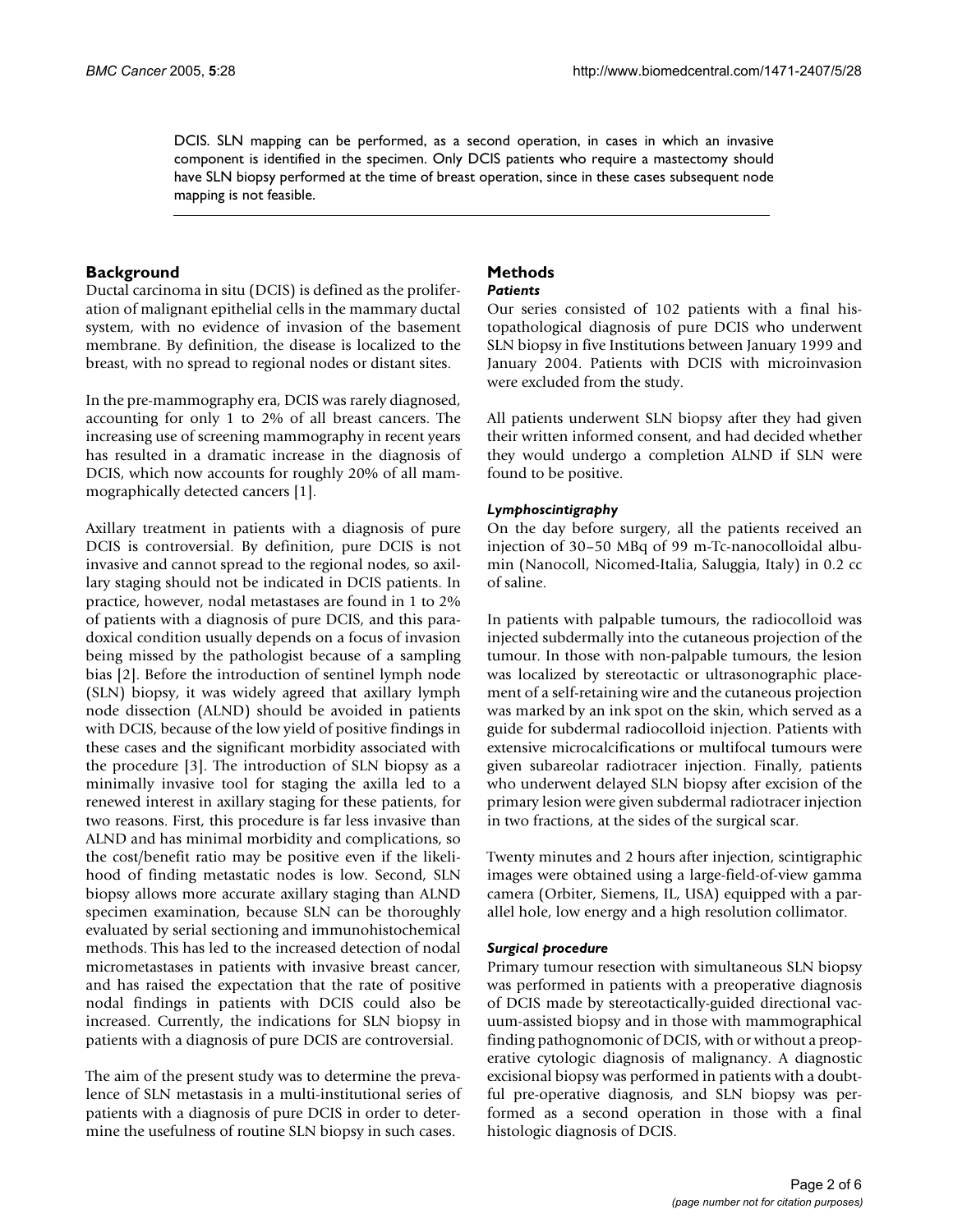DCIS. SLN mapping can be performed, as a second operation, in cases in which an invasive component is identified in the specimen. Only DCIS patients who require a mastectomy should have SLN biopsy performed at the time of breast operation, since in these cases subsequent node mapping is not feasible.

## Background

Ductal carcinoma in situ (DCIS) is defined as the proliferation of malignant epithelial cells in the mammary ductal system, with no evidence of invasion of the basement membrane. By definition, the disease is localized to the breast, with no spread to regional nodes or distant sites.

In the pre-mammography era, DCIS was rarely diagnosed, accounting for only 1 to 2% of all breast cancers. The increasing use of screening mammography in recent years has resulted in a dramatic increase in the diagnosis of DCIS, which now accounts for roughly 20% of all mammographically detected cancers [1].

Axillary treatment in patients with a diagnosis of pure DCIS is controversial. By definition, pure DCIS is not invasive and cannot spread to the regional nodes, so axillary staging should not be indicated in DCIS patients. In practice, however, nodal metastases are found in 1 to 2% of patients with a diagnosis of pure DCIS, and this paradoxical condition usually depends on a focus of invasion being missed by the pathologist because of a sampling bias [2]. Before the introduction of sentinel lymph node (SLN) biopsy, it was widely agreed that axillary lymph node dissection (ALND) should be avoided in patients with DCIS, because of the low yield of positive findings in these cases and the significant morbidity associated with the procedure [3]. The introduction of SLN biopsy as a minimally invasive tool for staging the axilla led to a renewed interest in axillary staging for these patients, for two reasons. First, this procedure is far less invasive than ALND and has minimal morbidity and complications, so the cost/benefit ratio may be positive even if the likelihood of finding metastatic nodes is low. Second, SLN biopsy allows more accurate axillary staging than ALND specimen examination, because SLN can be thoroughly evaluated by serial sectioning and immunohistochemical methods. This has led to the increased detection of nodal micrometastases in patients with invasive breast cancer, and has raised the expectation that the rate of positive nodal findings in patients with DCIS could also be increased. Currently, the indications for SLN biopsy in patients with a diagnosis of pure DCIS are controversial.

The aim of the present study was to determine the prevalence of SLN metastasis in a multi-institutional series of patients with a diagnosis of pure DCIS in order to determine the usefulness of routine SLN biopsy in such cases.

## Methods

### *Patients*

Our series consisted of 102 patients with a final histopathological diagnosis of pure DCIS who underwent SLN biopsy in five Institutions between January 1999 and January 2004. Patients with DCIS with microinvasion were excluded from the study.

All patients underwent SLN biopsy after they had given their written informed consent, and had decided whether they would undergo a completion ALND if SLN were found to be positive.

### *Lymphoscintigraphy*

On the day before surgery, all the patients received an injection of 30–50 MBq of 99 m-Tc-nanocolloidal albumin (Nanocoll, Nicomed-Italia, Saluggia, Italy) in 0.2 cc of saline.

In patients with palpable tumours, the radiocolloid was injected subdermally into the cutaneous projection of the tumour. In those with non-palpable tumours, the lesion was localized by stereotactic or ultrasonographic placement of a self-retaining wire and the cutaneous projection was marked by an ink spot on the skin, which served as a guide for subdermal radiocolloid injection. Patients with extensive microcalcifications or multifocal tumours were given subareolar radiotracer injection. Finally, patients who underwent delayed SLN biopsy after excision of the primary lesion were given subdermal radiotracer injection in two fractions, at the sides of the surgical scar.

Twenty minutes and 2 hours after injection, scintigraphic images were obtained using a large-field-of-view gamma camera (Orbiter, Siemens, IL, USA) equipped with a parallel hole, low energy and a high resolution collimator.

### *Surgical procedure*

Primary tumour resection with simultaneous SLN biopsy was performed in patients with a preoperative diagnosis of DCIS made by stereotactically-guided directional vacuum-assisted biopsy and in those with mammographical finding pathognomonic of DCIS, with or without a preoperative cytologic diagnosis of malignancy. A diagnostic excisional biopsy was performed in patients with a doubtful pre-operative diagnosis, and SLN biopsy was performed as a second operation in those with a final histologic diagnosis of DCIS.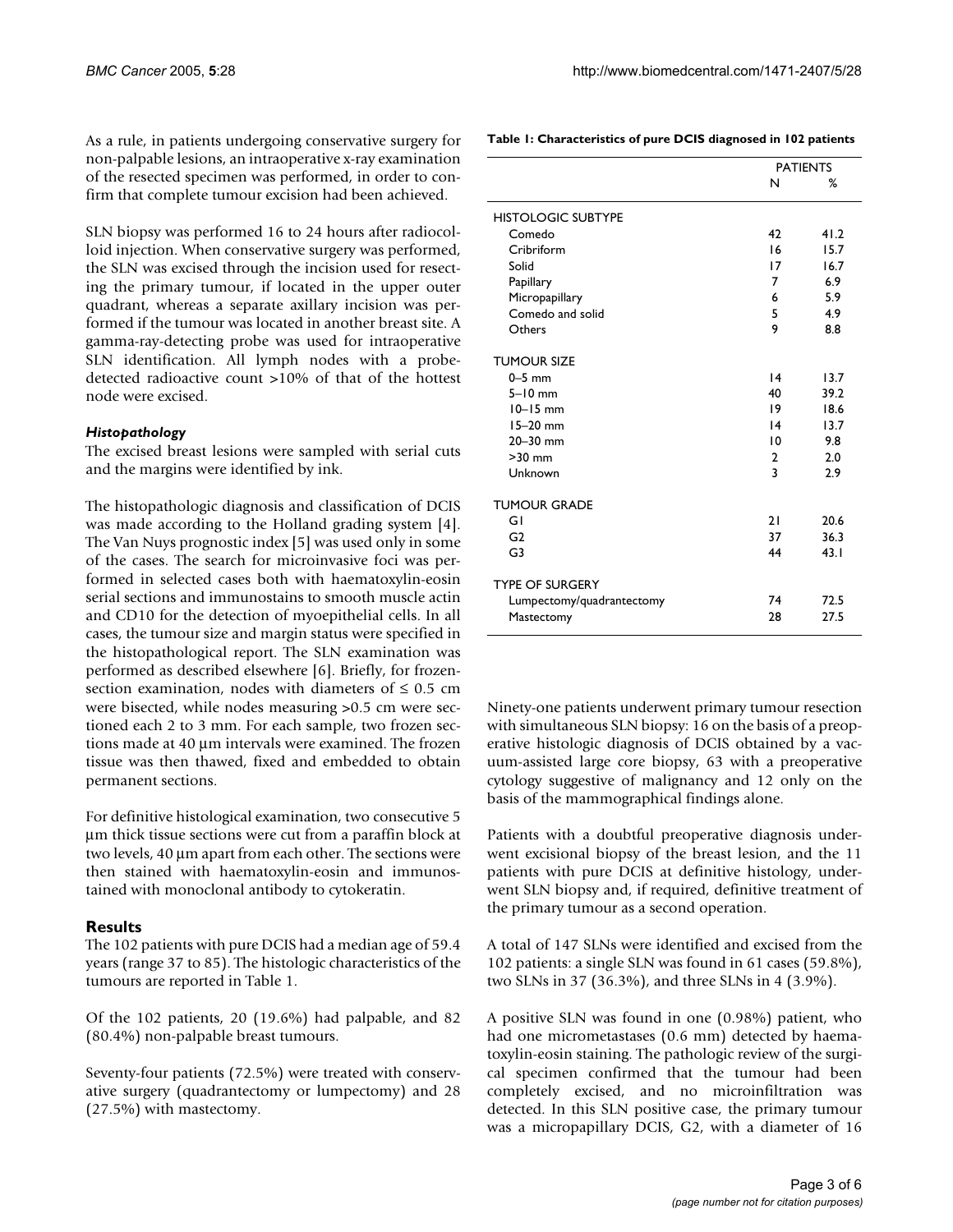As a rule, in patients undergoing conservative surgery for non-palpable lesions, an intraoperative x-ray examination of the resected specimen was performed, in order to confirm that complete tumour excision had been achieved.

SLN biopsy was performed 16 to 24 hours after radiocolloid injection. When conservative surgery was performed, the SLN was excised through the incision used for resecting the primary tumour, if located in the upper outer quadrant, whereas a separate axillary incision was performed if the tumour was located in another breast site. A gamma-ray-detecting probe was used for intraoperative SLN identification. All lymph nodes with a probe-detected radioactive count >10% of that of the hottest node were excised.

### *Histopathology*

The excised breast lesions were sampled with serial cuts and the margins were identified by ink.

The histopathologic diagnosis and classification of DCIS was made according to the Holland grading system [4]. The Van Nuys prognostic index [5] was used only in some of the cases. The search for microinvasive foci was performed in selected cases both with haematoxylin-eosin serial sections and immunostains to smooth muscle actin and CD10 for the detection of myoepithelial cells. In all cases, the tumour size and margin status were specified in the histopathological report. The SLN examination was performed as described elsewhere [6]. Briefly, for frozen-section examination, nodes with diameters of ≤ 0.5 cm were bisected, while nodes measuring >0.5 cm were sectioned each 2 to 3 mm. For each sample, two frozen sections made at 40 µm intervals were examined. The frozen tissue was then thawed, fixed and embedded to obtain permanent sections.

For definitive histological examination, two consecutive 5 µm thick tissue sections were cut from a paraffin block at two levels, 40 µm apart from each other. The sections were then stained with haematoxylin-eosin and immunostained with monoclonal antibody to cytokeratin.

## Results

The 102 patients with pure DCIS had a median age of 59.4 years (range 37 to 85). The histologic characteristics of the tumours are reported in Table 1.

Of the 102 patients, 20 (19.6%) had palpable, and 82 (80.4%) non-palpable breast tumours.

Seventy-four patients (72.5%) were treated with conservative surgery (quadrantectomy or lumpectomy) and 28 (27.5%) with mastectomy.

**Table 1: Characteristics of pure DCIS diagnosed in 102 patients**

| | PATIENTS | |
|---|---|---|
| | N | % |
| HISTOLOGIC SUBTYPE | | |
| Comedo | 42 | 41.2 |
| Cribriform | 16 | 15.7 |
| Solid | 17 | 16.7 |
| Papillary | 7 | 6.9 |
| Micropapillary | 6 | 5.9 |
| Comedo and solid | 5 | 4.9 |
| Others | 9 | 8.8 |
| TUMOUR SIZE | | |
| 0–5 mm | 14 | 13.7 |
| 5–10 mm | 40 | 39.2 |
| 10–15 mm | 19 | 18.6 |
| 15–20 mm | 14 | 13.7 |
| 20–30 mm | 10 | 9.8 |
| >30 mm | 2 | 2.0 |
| Unknown | 3 | 2.9 |
| TUMOUR GRADE | | |
| G1 | 21 | 20.6 |
| G2 | 37 | 36.3 |
| G3 | 44 | 43.1 |
| TYPE OF SURGERY | | |
| Lumpectomy/quadrantectomy | 74 | 72.5 |
| Mastectomy | 28 | 27.5 |

Ninety-one patients underwent primary tumour resection with simultaneous SLN biopsy: 16 on the basis of a preoperative histologic diagnosis of DCIS obtained by a vacuum-assisted large core biopsy, 63 with a preoperative cytology suggestive of malignancy and 12 only on the basis of the mammographical findings alone.

Patients with a doubtful preoperative diagnosis underwent excisional biopsy of the breast lesion, and the 11 patients with pure DCIS at definitive histology, underwent SLN biopsy and, if required, definitive treatment of the primary tumour as a second operation.

A total of 147 SLNs were identified and excised from the 102 patients: a single SLN was found in 61 cases (59.8%), two SLNs in 37 (36.3%), and three SLNs in 4 (3.9%).

A positive SLN was found in one (0.98%) patient, who had one micrometastases (0.6 mm) detected by haematoxylin-eosin staining. The pathologic review of the surgical specimen confirmed that the tumour had been completely excised, and no microinfiltration was detected. In this SLN positive case, the primary tumour was a micropapillary DCIS, G2, with a diameter of 16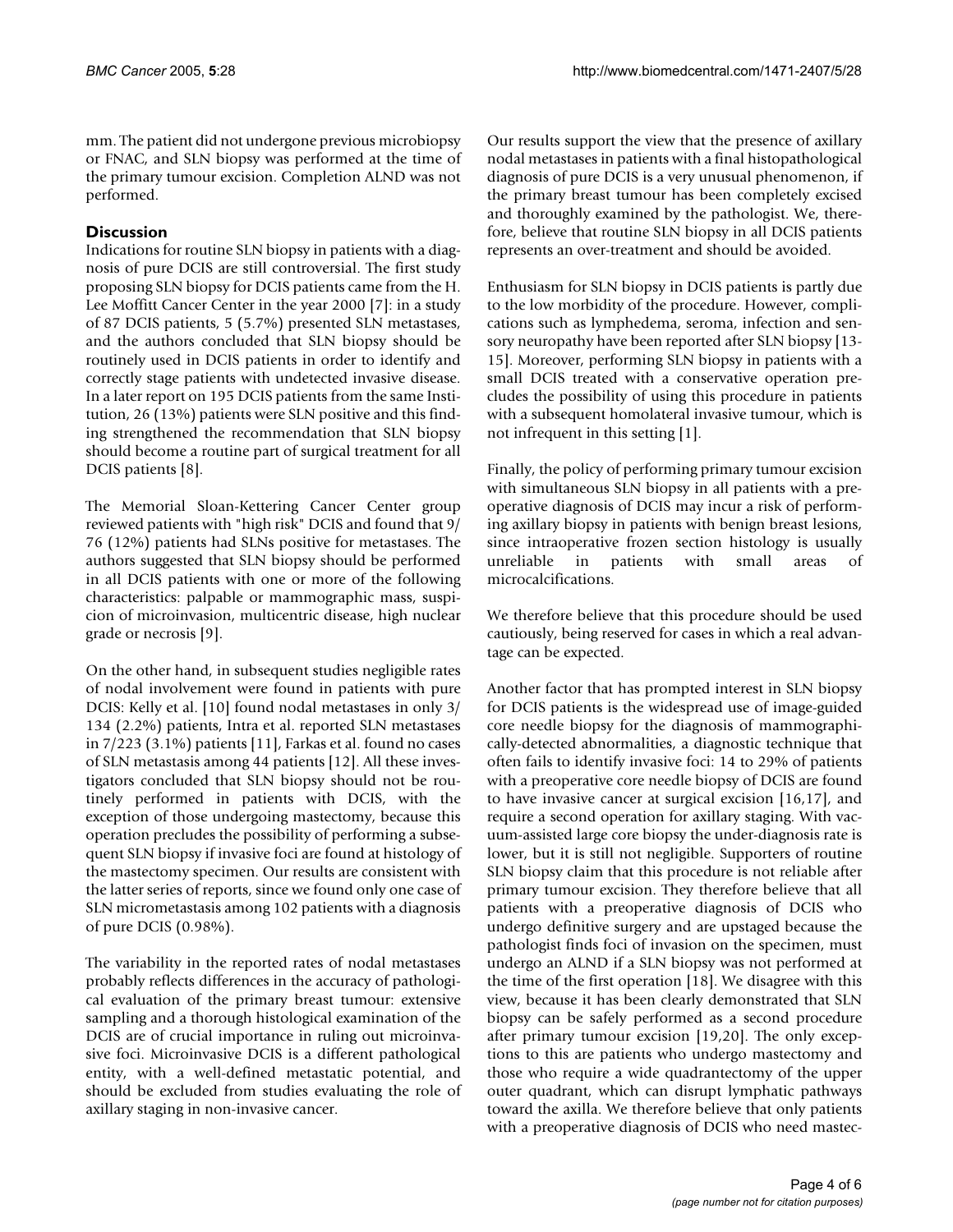mm. The patient did not undergone previous microbiopsy or FNAC, and SLN biopsy was performed at the time of the primary tumour excision. Completion ALND was not performed.

## Discussion

Indications for routine SLN biopsy in patients with a diagnosis of pure DCIS are still controversial. The first study proposing SLN biopsy for DCIS patients came from the H. Lee Moffitt Cancer Center in the year 2000 [7]: in a study of 87 DCIS patients, 5 (5.7%) presented SLN metastases, and the authors concluded that SLN biopsy should be routinely used in DCIS patients in order to identify and correctly stage patients with undetected invasive disease. In a later report on 195 DCIS patients from the same Institution, 26 (13%) patients were SLN positive and this finding strengthened the recommendation that SLN biopsy should become a routine part of surgical treatment for all DCIS patients [8].

The Memorial Sloan-Kettering Cancer Center group reviewed patients with "high risk" DCIS and found that 9/76 (12%) patients had SLNs positive for metastases. The authors suggested that SLN biopsy should be performed in all DCIS patients with one or more of the following characteristics: palpable or mammographic mass, suspicion of microinvasion, multicentric disease, high nuclear grade or necrosis [9].

On the other hand, in subsequent studies negligible rates of nodal involvement were found in patients with pure DCIS: Kelly et al. [10] found nodal metastases in only 3/134 (2.2%) patients, Intra et al. reported SLN metastases in 7/223 (3.1%) patients [11], Farkas et al. found no cases of SLN metastasis among 44 patients [12]. All these investigators concluded that SLN biopsy should not be routinely performed in patients with DCIS, with the exception of those undergoing mastectomy, because this operation precludes the possibility of performing a subsequent SLN biopsy if invasive foci are found at histology of the mastectomy specimen. Our results are consistent with the latter series of reports, since we found only one case of SLN micrometastasis among 102 patients with a diagnosis of pure DCIS (0.98%).

The variability in the reported rates of nodal metastases probably reflects differences in the accuracy of pathological evaluation of the primary breast tumour: extensive sampling and a thorough histological examination of the DCIS are of crucial importance in ruling out microinvasive foci. Microinvasive DCIS is a different pathological entity, with a well-defined metastatic potential, and should be excluded from studies evaluating the role of axillary staging in non-invasive cancer.

Our results support the view that the presence of axillary nodal metastases in patients with a final histopathological diagnosis of pure DCIS is a very unusual phenomenon, if the primary breast tumour has been completely excised and thoroughly examined by the pathologist. We, therefore, believe that routine SLN biopsy in all DCIS patients represents an over-treatment and should be avoided.

Enthusiasm for SLN biopsy in DCIS patients is partly due to the low morbidity of the procedure. However, complications such as lymphedema, seroma, infection and sensory neuropathy have been reported after SLN biopsy [13-15]. Moreover, performing SLN biopsy in patients with a small DCIS treated with a conservative operation precludes the possibility of using this procedure in patients with a subsequent homolateral invasive tumour, which is not infrequent in this setting [1].

Finally, the policy of performing primary tumour excision with simultaneous SLN biopsy in all patients with a preoperative diagnosis of DCIS may incur a risk of performing axillary biopsy in patients with benign breast lesions, since intraoperative frozen section histology is usually unreliable in patients with small areas of microcalcifications.

We therefore believe that this procedure should be used cautiously, being reserved for cases in which a real advantage can be expected.

Another factor that has prompted interest in SLN biopsy for DCIS patients is the widespread use of image-guided core needle biopsy for the diagnosis of mammographically-detected abnormalities, a diagnostic technique that often fails to identify invasive foci: 14 to 29% of patients with a preoperative core needle biopsy of DCIS are found to have invasive cancer at surgical excision [16,17], and require a second operation for axillary staging. With vacuum-assisted large core biopsy the under-diagnosis rate is lower, but it is still not negligible. Supporters of routine SLN biopsy claim that this procedure is not reliable after primary tumour excision. They therefore believe that all patients with a preoperative diagnosis of DCIS who undergo definitive surgery and are upstaged because the pathologist finds foci of invasion on the specimen, must undergo an ALND if a SLN biopsy was not performed at the time of the first operation [18]. We disagree with this view, because it has been clearly demonstrated that SLN biopsy can be safely performed as a second procedure after primary tumour excision [19,20]. The only exceptions to this are patients who undergo mastectomy and those who require a wide quadrantectomy of the upper outer quadrant, which can disrupt lymphatic pathways toward the axilla. We therefore believe that only patients with a preoperative diagnosis of DCIS who need mastec-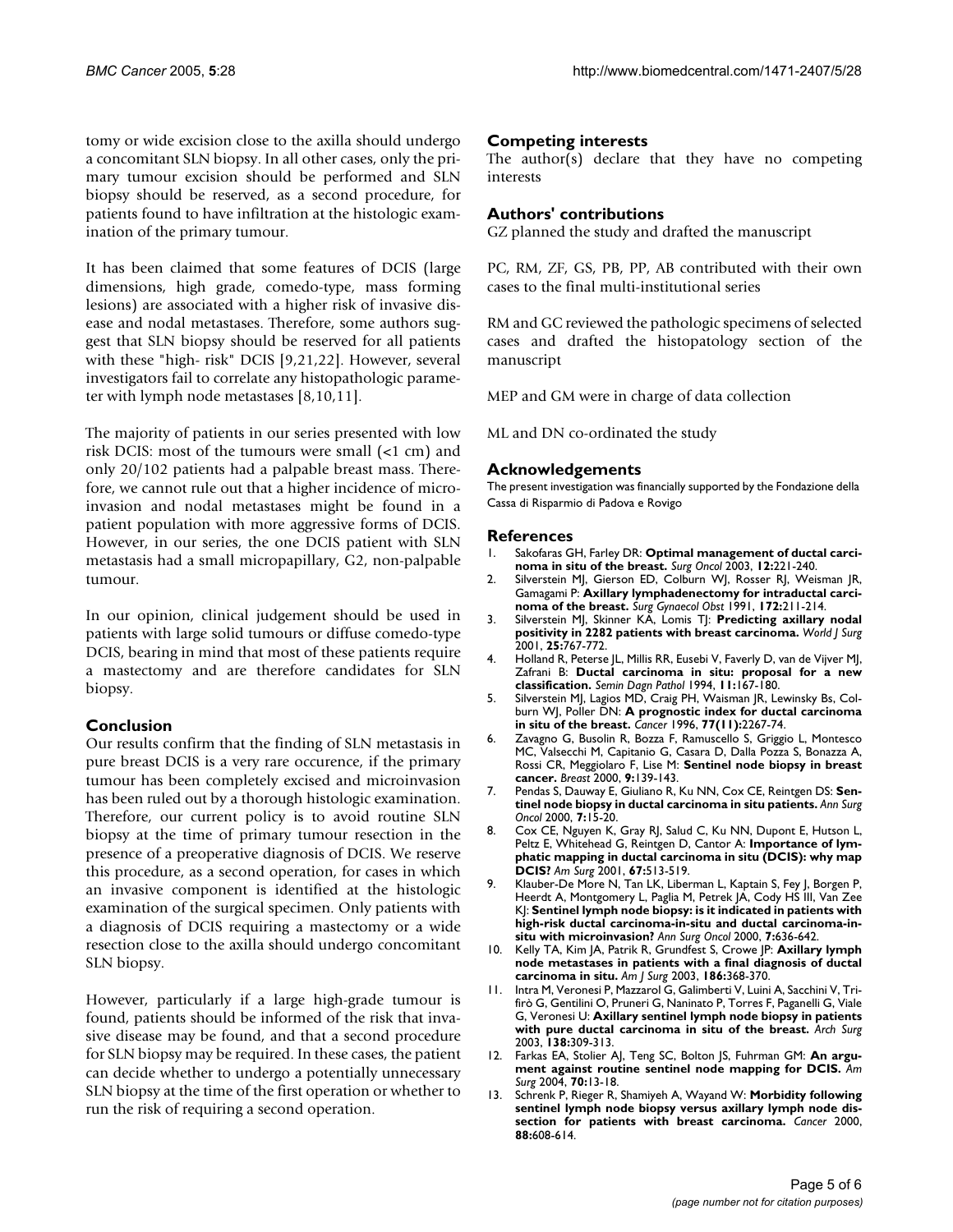tomy or wide excision close to the axilla should undergo a concomitant SLN biopsy. In all other cases, only the primary tumour excision should be performed and SLN biopsy should be reserved, as a second procedure, for patients found to have infiltration at the histologic examination of the primary tumour.

It has been claimed that some features of DCIS (large dimensions, high grade, comedo-type, mass forming lesions) are associated with a higher risk of invasive disease and nodal metastases. Therefore, some authors suggest that SLN biopsy should be reserved for all patients with these "high- risk" DCIS [9,21,22]. However, several investigators fail to correlate any histopathologic parameter with lymph node metastases [8,10,11].

The majority of patients in our series presented with low risk DCIS: most of the tumours were small (<1 cm) and only 20/102 patients had a palpable breast mass. Therefore, we cannot rule out that a higher incidence of microinvasion and nodal metastases might be found in a patient population with more aggressive forms of DCIS. However, in our series, the one DCIS patient with SLN metastasis had a small micropapillary, G2, non-palpable tumour.

In our opinion, clinical judgement should be used in patients with large solid tumours or diffuse comedo-type DCIS, bearing in mind that most of these patients require a mastectomy and are therefore candidates for SLN biopsy.

## Conclusion

Our results confirm that the finding of SLN metastasis in pure breast DCIS is a very rare occurence, if the primary tumour has been completely excised and microinvasion has been ruled out by a thorough histologic examination. Therefore, our current policy is to avoid routine SLN biopsy at the time of primary tumour resection in the presence of a preoperative diagnosis of DCIS. We reserve this procedure, as a second operation, for cases in which an invasive component is identified at the histologic examination of the surgical specimen. Only patients with a diagnosis of DCIS requiring a mastectomy or a wide resection close to the axilla should undergo concomitant SLN biopsy.

However, particularly if a large high-grade tumour is found, patients should be informed of the risk that invasive disease may be found, and that a second procedure for SLN biopsy may be required. In these cases, the patient can decide whether to undergo a potentially unnecessary SLN biopsy at the time of the first operation or whether to run the risk of requiring a second operation.

## Competing interests

The author(s) declare that they have no competing interests

## Authors' contributions

GZ planned the study and drafted the manuscript

PC, RM, ZF, GS, PB, PP, AB contributed with their own cases to the final multi-institutional series

RM and GC reviewed the pathologic specimens of selected cases and drafted the histopatology section of the manuscript

MEP and GM were in charge of data collection

ML and DN co-ordinated the study

## Acknowledgements

The present investigation was financially supported by the Fondazione della Cassa di Risparmio di Padova e Rovigo

## References

1. Sakofaras GH, Farley DR: **Optimal management of ductal carcinoma in situ of the breast.** *Surg Oncol* 2003, **12:**221-240.
2. Silverstein MJ, Gierson ED, Colburn WJ, Rosser RJ, Weisman JR, Gamagami P: **Axillary lymphadenectomy for intraductal carcinoma of the breast.** *Surg Gynaecol Obst* 1991, **172:**211-214.
3. Silverstein MJ, Skinner KA, Lomis TJ: **Predicting axillary nodal positivity in 2282 patients with breast carcinoma.** *World J Surg* 2001, **25:**767-772.
4. Holland R, Peterse JL, Millis RR, Eusebi V, Faverly D, van de Vijver MJ, Zafrani B: **Ductal carcinoma in situ: proposal for a new classification.** *Semin Dagn Pathol* 1994, **11:**167-180.
5. Silverstein MJ, Lagios MD, Craig PH, Waisman JR, Lewinsky Bs, Colburn WJ, Poller DN: **A prognostic index for ductal carcinoma in situ of the breast.** *Cancer* 1996, **77(11):**2267-74.
6. Zavagno G, Busolin R, Bozza F, Ramuscello S, Griggio L, Montesco MC, Valsecchi M, Capitanio G, Casara D, Dalla Pozza S, Bonazza A, Rossi CR, Meggiolaro F, Lise M: **Sentinel node biopsy in breast cancer.** *Breast* 2000, **9:**139-143.
7. Pendas S, Dauway E, Giuliano R, Ku NN, Cox CE, Reintgen DS: **Sentinel node biopsy in ductal carcinoma in situ patients.** *Ann Surg Oncol* 2000, **7:**15-20.
8. Cox CE, Nguyen K, Gray RJ, Salud C, Ku NN, Dupont E, Hutson L, Peltz E, Whitehead G, Reintgen D, Cantor A: **Importance of lymphatic mapping in ductal carcinoma in situ (DCIS): why map DCIS?** *Am Surg* 2001, **67:**513-519.
9. Klauber-De More N, Tan LK, Liberman L, Kaptain S, Fey J, Borgen P, Heerdt A, Montgomery L, Paglia M, Petrek JA, Cody HS III, Van Zee KJ: **Sentinel lymph node biopsy: is it indicated in patients with high-risk ductal carcinoma-in-situ and ductal carcinoma-in-situ with microinvasion?** *Ann Surg Oncol* 2000, **7:**636-642.
10. Kelly TA, Kim JA, Patrik R, Grundfest S, Crowe JP: **Axillary lymph node metastases in patients with a final diagnosis of ductal carcinoma in situ.** *Am J Surg* 2003, **186:**368-370.
11. Intra M, Veronesi P, Mazzarol G, Galimberti V, Luini A, Sacchini V, Trifirò G, Gentilini O, Pruneri G, Naninato P, Torres F, Paganelli G, Viale G, Veronesi U: **Axillary sentinel lymph node biopsy in patients with pure ductal carcinoma in situ of the breast.** *Arch Surg* 2003, **138:**309-313.
12. Farkas EA, Stolier AJ, Teng SC, Bolton JS, Fuhrman GM: **An argument against routine sentinel node mapping for DCIS.** *Am Surg* 2004, **70:**13-18.
13. Schrenk P, Rieger R, Shamiyeh A, Wayand W: **Morbidity following sentinel lymph node biopsy versus axillary lymph node dissection for patients with breast carcinoma.** *Cancer* 2000, **88:**608-614.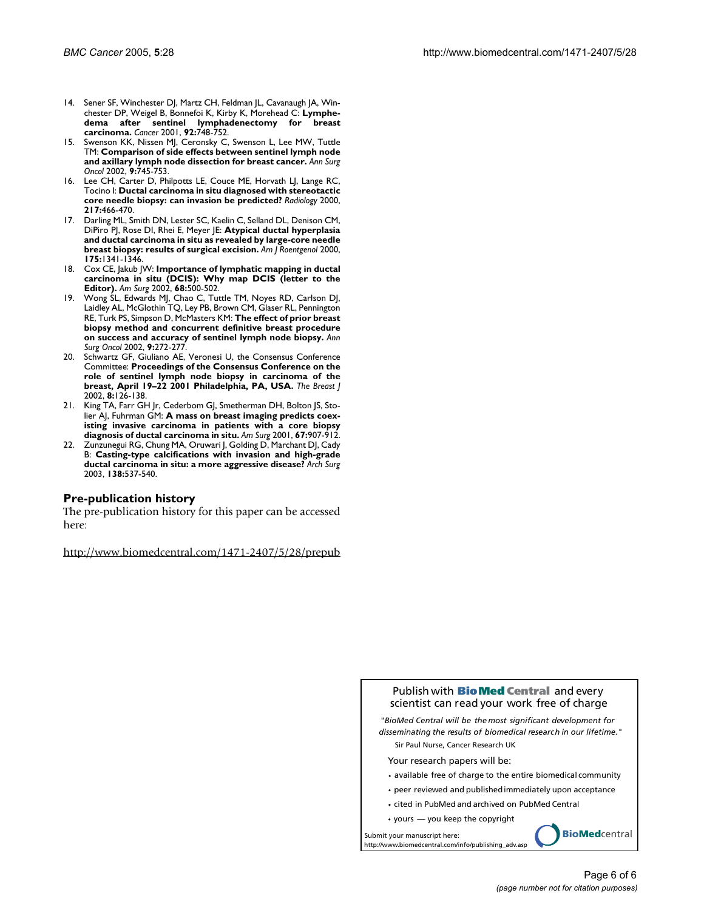14. Sener SF, Winchester DJ, Martz CH, Feldman JL, Cavanaugh JA, Winchester DP, Weigel B, Bonnefoi K, Kirby K, Morehead C: **Lymphedema after sentinel lymphadenectomy for breast carcinoma.** *Cancer* 2001, **92:**748-752.
15. Swenson KK, Nissen MJ, Ceronsky C, Swenson L, Lee MW, Tuttle TM: **Comparison of side effects between sentinel lymph node and axillary lymph node dissection for breast cancer.** *Ann Surg Oncol* 2002, **9:**745-753.
16. Lee CH, Carter D, Philpotts LE, Couce ME, Horvath LJ, Lange RC, Tocino I: **Ductal carcinoma in situ diagnosed with stereotactic core needle biopsy: can invasion be predicted?** *Radiology* 2000, **217:**466-470.
17. Darling ML, Smith DN, Lester SC, Kaelin C, Selland DL, Denison CM, DiPiro PJ, Rose DI, Rhei E, Meyer JE: **Atypical ductal hyperplasia and ductal carcinoma in situ as revealed by large-core needle breast biopsy: results of surgical excision.** *Am J Roentgenol* 2000, **175:**1341-1346.
18. Cox CE, Jakub JW: **Importance of lymphatic mapping in ductal carcinoma in situ (DCIS): Why map DCIS (letter to the Editor).** *Am Surg* 2002, **68:**500-502.
19. Wong SL, Edwards MJ, Chao C, Tuttle TM, Noyes RD, Carlson DJ, Laidley AL, McGlothin TQ, Ley PB, Brown CM, Glaser RL, Pennington RE, Turk PS, Simpson D, McMasters KM: **The effect of prior breast biopsy method and concurrent definitive breast procedure on success and accuracy of sentinel lymph node biopsy.** *Ann Surg Oncol* 2002, **9:**272-277.
20. Schwartz GF, Giuliano AE, Veronesi U, the Consensus Conference Committee: **Proceedings of the Consensus Conference on the role of sentinel lymph node biopsy in carcinoma of the breast, April 19–22 2001 Philadelphia, PA, USA.** *The Breast J* 2002, **8:**126-138.
21. King TA, Farr GH Jr, Cederbom GJ, Smetherman DH, Bolton JS, Stolier AJ, Fuhrman GM: **A mass on breast imaging predicts coexisting invasive carcinoma in patients with a core biopsy diagnosis of ductal carcinoma in situ.** *Am Surg* 2001, **67:**907-912.
22. Zunzunegui RG, Chung MA, Oruwari J, Golding D, Marchant DJ, Cady B: **Casting-type calcifications with invasion and high-grade ductal carcinoma in situ: a more aggressive disease?** *Arch Surg* 2003, **138:**537-540.

## Pre-publication history

The pre-publication history for this paper can be accessed here:

http://www.biomedcentral.com/1471-2407/5/28/prepub

Publish with **BioMed Central** and every scientist can read your work free of charge

*"BioMed Central will be the most significant development for disseminating the results of biomedical research in our lifetime."*

Sir Paul Nurse, Cancer Research UK

Your research papers will be:

- available free of charge to the entire biomedical community
- peer reviewed and published immediately upon acceptance
- cited in PubMed and archived on PubMed Central
- yours — you keep the copyright

Submit your manuscript here:
http://www.biomedcentral.com/info/publishing_adv.asp

BioMedcentral